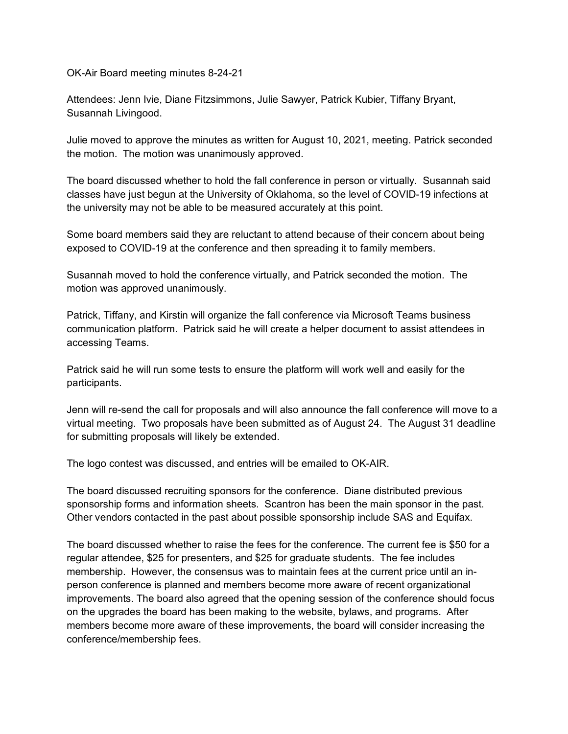OK-Air Board meeting minutes 8-24-21

Attendees: Jenn Ivie, Diane Fitzsimmons, Julie Sawyer, Patrick Kubier, Tiffany Bryant, Susannah Livingood.

Julie moved to approve the minutes as written for August 10, 2021, meeting. Patrick seconded the motion. The motion was unanimously approved.

The board discussed whether to hold the fall conference in person or virtually. Susannah said classes have just begun at the University of Oklahoma, so the level of COVID-19 infections at the university may not be able to be measured accurately at this point.

Some board members said they are reluctant to attend because of their concern about being exposed to COVID-19 at the conference and then spreading it to family members.

Susannah moved to hold the conference virtually, and Patrick seconded the motion. The motion was approved unanimously.

Patrick, Tiffany, and Kirstin will organize the fall conference via Microsoft Teams business communication platform. Patrick said he will create a helper document to assist attendees in accessing Teams.

Patrick said he will run some tests to ensure the platform will work well and easily for the participants.

Jenn will re-send the call for proposals and will also announce the fall conference will move to a virtual meeting. Two proposals have been submitted as of August 24. The August 31 deadline for submitting proposals will likely be extended.

The logo contest was discussed, and entries will be emailed to OK-AIR.

The board discussed recruiting sponsors for the conference. Diane distributed previous sponsorship forms and information sheets. Scantron has been the main sponsor in the past. Other vendors contacted in the past about possible sponsorship include SAS and Equifax.

The board discussed whether to raise the fees for the conference. The current fee is $50 for a regular attendee, $25 for presenters, and $25 for graduate students. The fee includes membership. However, the consensus was to maintain fees at the current price until an in-person conference is planned and members become more aware of recent organizational improvements. The board also agreed that the opening session of the conference should focus on the upgrades the board has been making to the website, bylaws, and programs. After members become more aware of these improvements, the board will consider increasing the conference/membership fees.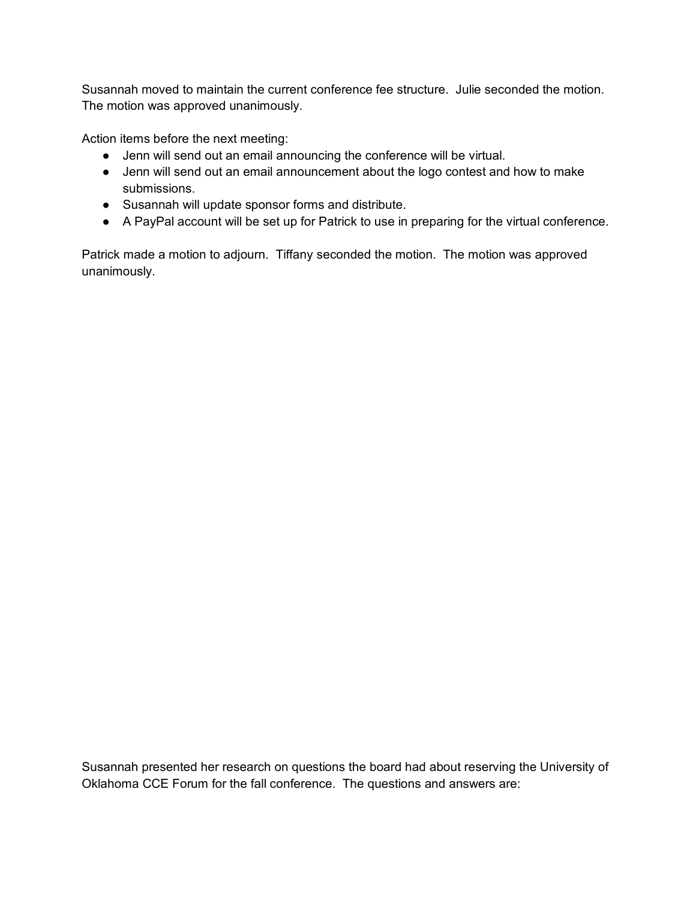Susannah moved to maintain the current conference fee structure. Julie seconded the motion. The motion was approved unanimously.

Action items before the next meeting:

- Jenn will send out an email announcing the conference will be virtual.
- Jenn will send out an email announcement about the logo contest and how to make submissions.
- Susannah will update sponsor forms and distribute.
- A PayPal account will be set up for Patrick to use in preparing for the virtual conference.

Patrick made a motion to adjourn. Tiffany seconded the motion. The motion was approved unanimously.

Susannah presented her research on questions the board had about reserving the University of Oklahoma CCE Forum for the fall conference. The questions and answers are: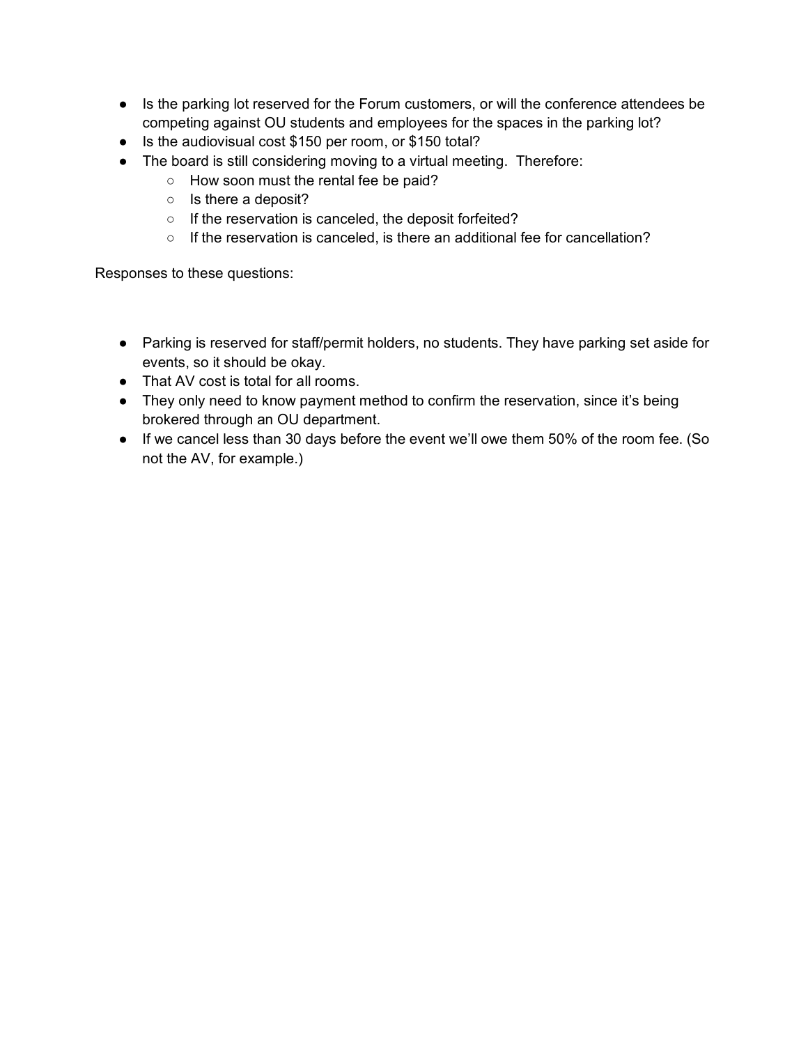- Is the parking lot reserved for the Forum customers, or will the conference attendees be competing against OU students and employees for the spaces in the parking lot?
- Is the audiovisual cost $150 per room, or $150 total?
- The board is still considering moving to a virtual meeting. Therefore:
    - How soon must the rental fee be paid?
    - Is there a deposit?
    - If the reservation is canceled, the deposit forfeited?
    - If the reservation is canceled, is there an additional fee for cancellation?

Responses to these questions:

- Parking is reserved for staff/permit holders, no students. They have parking set aside for events, so it should be okay.
- That AV cost is total for all rooms.
- They only need to know payment method to confirm the reservation, since it's being brokered through an OU department.
- If we cancel less than 30 days before the event we'll owe them 50% of the room fee. (So not the AV, for example.)